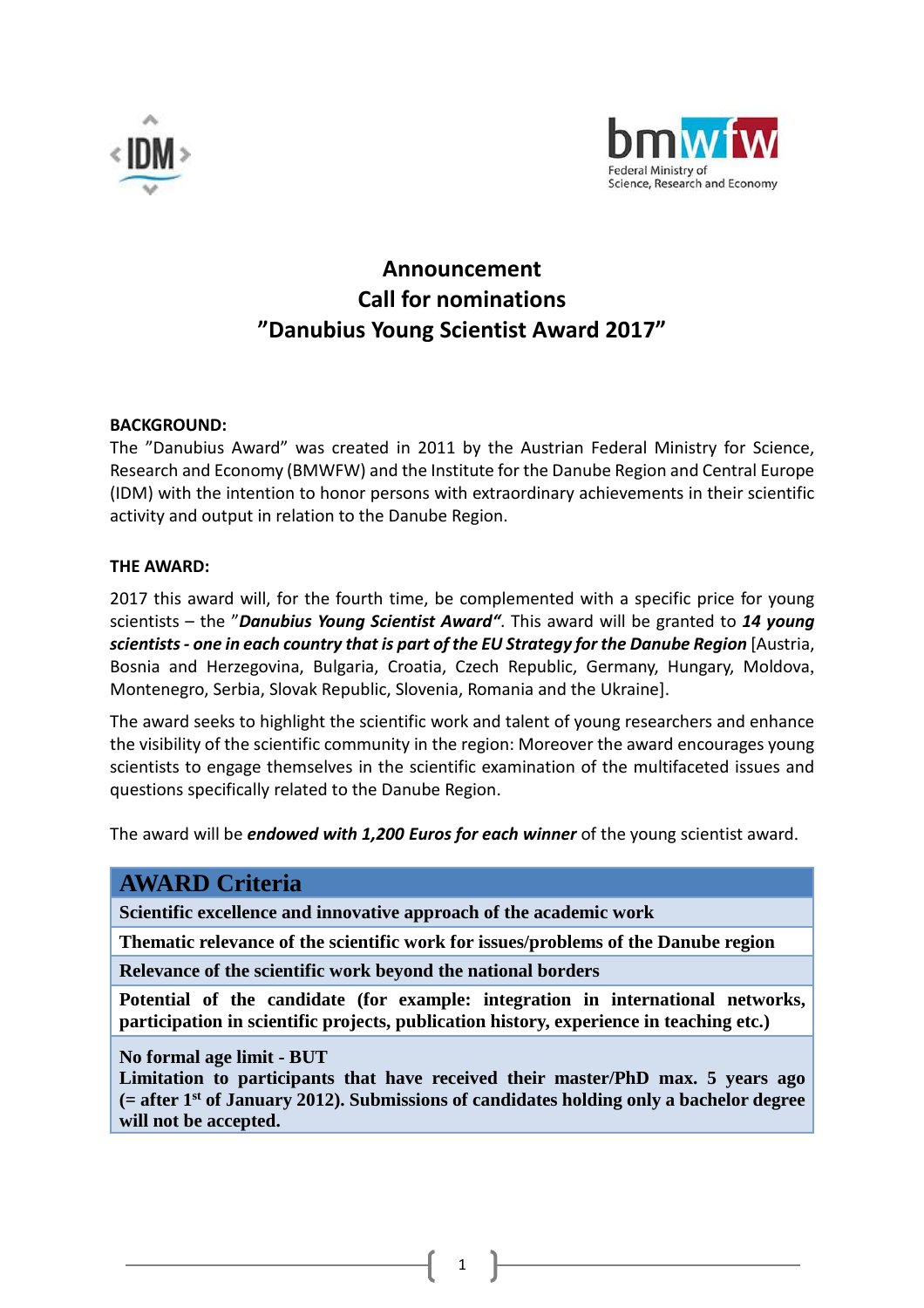# Announcement
# Call for nominations
# ”Danubius Young Scientist Award 2017”

**BACKGROUND:**

The ”Danubius Award” was created in 2011 by the Austrian Federal Ministry for Science, Research and Economy (BMWFW) and the Institute for the Danube Region and Central Europe (IDM) with the intention to honor persons with extraordinary achievements in their scientific activity and output in relation to the Danube Region.

**THE AWARD:**

2017 this award will, for the fourth time, be complemented with a specific price for young scientists – the ”***Danubius Young Scientist Award“***. This award will be granted to ***14 young scientists - one in each country that is part of the EU Strategy for the Danube Region*** [Austria, Bosnia and Herzegovina, Bulgaria, Croatia, Czech Republic, Germany, Hungary, Moldova, Montenegro, Serbia, Slovak Republic, Slovenia, Romania and the Ukraine].

The award seeks to highlight the scientific work and talent of young researchers and enhance the visibility of the scientific community in the region: Moreover the award encourages young scientists to engage themselves in the scientific examination of the multifaceted issues and questions specifically related to the Danube Region.

The award will be ***endowed with 1,200 Euros for each winner*** of the young scientist award.

| AWARD Criteria |
|---|
| **Scientific excellence and innovative approach of the academic work** |
| **Thematic relevance of the scientific work for issues/problems of the Danube region** |
| **Relevance of the scientific work beyond the national borders** |
| **Potential of the candidate (for example: integration in international networks, participation in scientific projects, publication history, experience in teaching etc.)** |
| **No formal age limit - BUT**<br>**Limitation to participants that have received their master/PhD max. 5 years ago (= after 1st of January 2012). Submissions of candidates holding only a bachelor degree will not be accepted.** |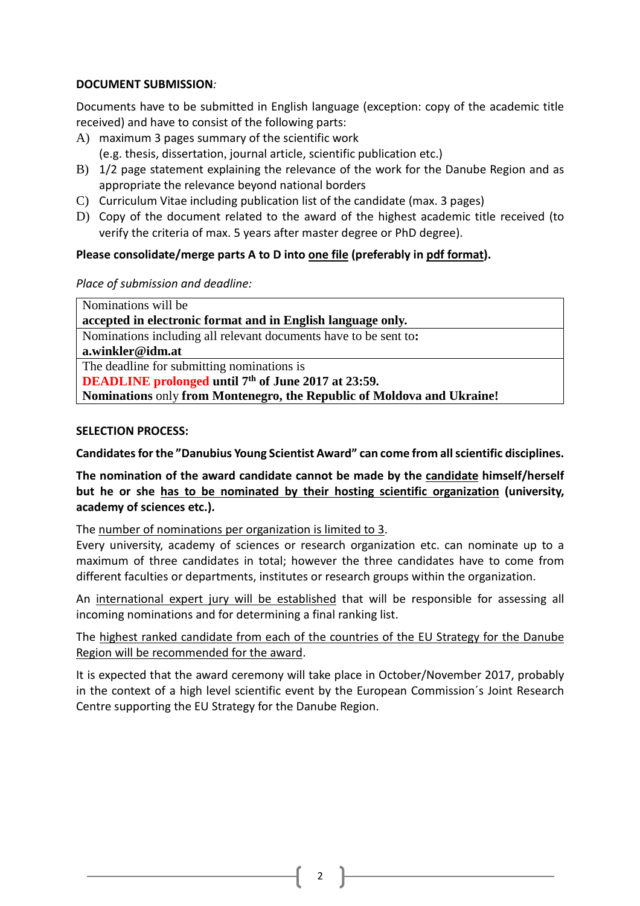**DOCUMENT SUBMISSION***:*

Documents have to be submitted in English language (exception: copy of the academic title received) and have to consist of the following parts:

A) maximum 3 pages summary of the scientific work (e.g. thesis, dissertation, journal article, scientific publication etc.)
B) 1/2 page statement explaining the relevance of the work for the Danube Region and as appropriate the relevance beyond national borders
C) Curriculum Vitae including publication list of the candidate (max. 3 pages)
D) Copy of the document related to the award of the highest academic title received (to verify the criteria of max. 5 years after master degree or PhD degree).

**Please consolidate/merge parts A to D into one file (preferably in pdf format).**

*Place of submission and deadline:*

| |
|---|
| Nominations will be **accepted in electronic format and in English language only.** |
| Nominations including all relevant documents have to be sent to**: a.winkler@idm.at** |
| The deadline for submitting nominations is **DEADLINE prolonged until 7th of June 2017 at 23:59. Nominations** only **from Montenegro, the Republic of Moldova and Ukraine!** |

**SELECTION PROCESS:**

**Candidates for the "Danubius Young Scientist Award" can come from all scientific disciplines.**

**The nomination of the award candidate cannot be made by the candidate himself/herself but he or she has to be nominated by their hosting scientific organization (university, academy of sciences etc.).**

The number of nominations per organization is limited to 3.
Every university, academy of sciences or research organization etc. can nominate up to a maximum of three candidates in total; however the three candidates have to come from different faculties or departments, institutes or research groups within the organization.

An international expert jury will be established that will be responsible for assessing all incoming nominations and for determining a final ranking list.

The highest ranked candidate from each of the countries of the EU Strategy for the Danube Region will be recommended for the award.

It is expected that the award ceremony will take place in October/November 2017, probably in the context of a high level scientific event by the European Commission´s Joint Research Centre supporting the EU Strategy for the Danube Region.